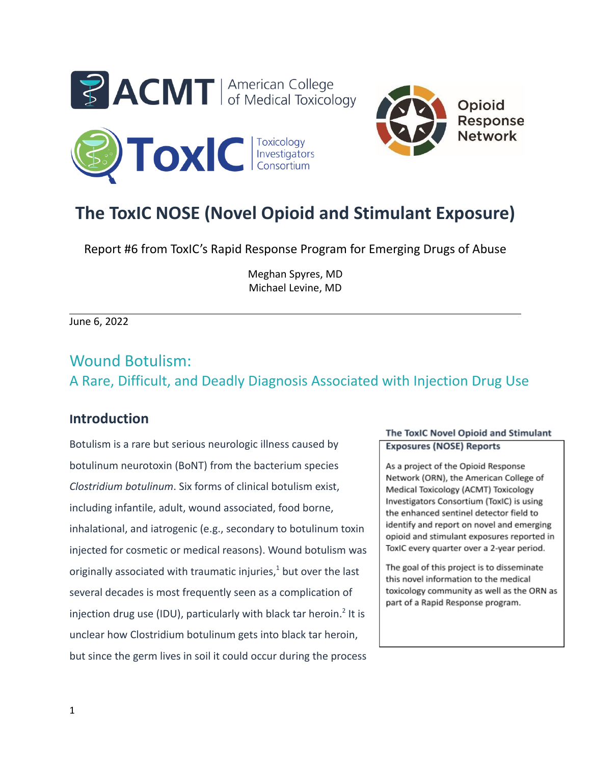# The ToxIC NOSE (Novel Opioid and Stimulant Exposure)

Report #6 from ToxIC's Rapid Response Program for Emerging Drugs of Abuse

Meghan Spyres, MD
Michael Levine, MD

June 6, 2022

## Wound Botulism:

## A Rare, Difficult, and Deadly Diagnosis Associated with Injection Drug Use

### Introduction

Botulism is a rare but serious neurologic illness caused by botulinum neurotoxin (BoNT) from the bacterium species *Clostridium botulinum*. Six forms of clinical botulism exist, including infantile, adult, wound associated, food borne, inhalational, and iatrogenic (e.g., secondary to botulinum toxin injected for cosmetic or medical reasons). Wound botulism was originally associated with traumatic injuries,[1] but over the last several decades is most frequently seen as a complication of injection drug use (IDU), particularly with black tar heroin.[2] It is unclear how Clostridium botulinum gets into black tar heroin, but since the germ lives in soil it could occur during the process

**The ToxIC Novel Opioid and Stimulant Exposures (NOSE) Reports**

As a project of the Opioid Response Network (ORN), the American College of Medical Toxicology (ACMT) Toxicology Investigators Consortium (ToxIC) is using the enhanced sentinel detector field to identify and report on novel and emerging opioid and stimulant exposures reported in ToxIC every quarter over a 2-year period.

The goal of this project is to disseminate this novel information to the medical toxicology community as well as the ORN as part of a Rapid Response program.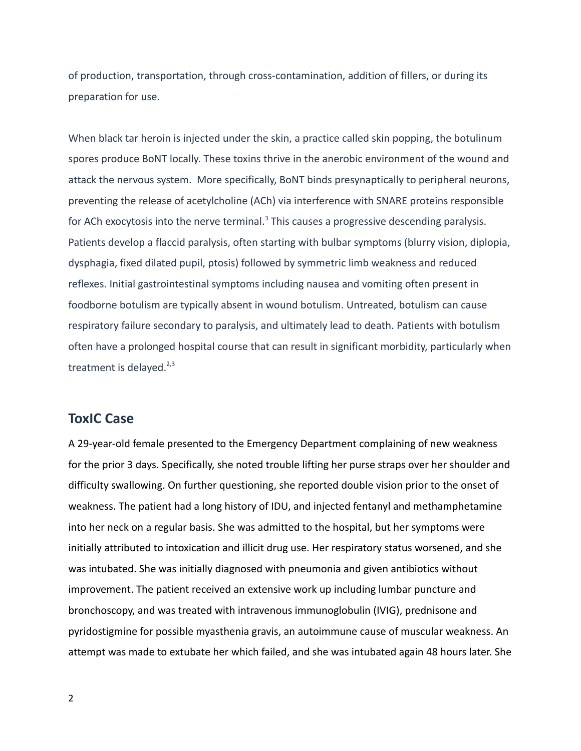of production, transportation, through cross-contamination, addition of fillers, or during its preparation for use.

When black tar heroin is injected under the skin, a practice called skin popping, the botulinum spores produce BoNT locally. These toxins thrive in the anerobic environment of the wound and attack the nervous system. More specifically, BoNT binds presynaptically to peripheral neurons, preventing the release of acetylcholine (ACh) via interference with SNARE proteins responsible for ACh exocytosis into the nerve terminal.[3] This causes a progressive descending paralysis. Patients develop a flaccid paralysis, often starting with bulbar symptoms (blurry vision, diplopia, dysphagia, fixed dilated pupil, ptosis) followed by symmetric limb weakness and reduced reflexes. Initial gastrointestinal symptoms including nausea and vomiting often present in foodborne botulism are typically absent in wound botulism. Untreated, botulism can cause respiratory failure secondary to paralysis, and ultimately lead to death. Patients with botulism often have a prolonged hospital course that can result in significant morbidity, particularly when treatment is delayed.[2,3]

## ToxIC Case

A 29-year-old female presented to the Emergency Department complaining of new weakness for the prior 3 days. Specifically, she noted trouble lifting her purse straps over her shoulder and difficulty swallowing. On further questioning, she reported double vision prior to the onset of weakness. The patient had a long history of IDU, and injected fentanyl and methamphetamine into her neck on a regular basis. She was admitted to the hospital, but her symptoms were initially attributed to intoxication and illicit drug use. Her respiratory status worsened, and she was intubated. She was initially diagnosed with pneumonia and given antibiotics without improvement. The patient received an extensive work up including lumbar puncture and bronchoscopy, and was treated with intravenous immunoglobulin (IVIG), prednisone and pyridostigmine for possible myasthenia gravis, an autoimmune cause of muscular weakness. An attempt was made to extubate her which failed, and she was intubated again 48 hours later. She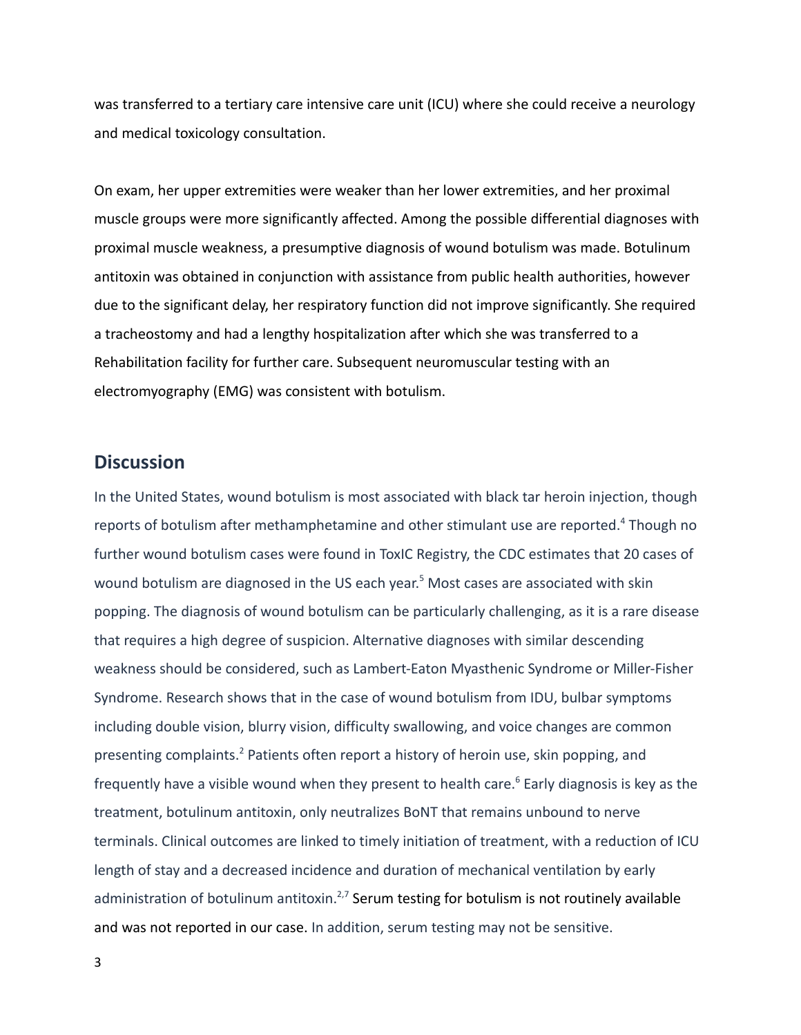was transferred to a tertiary care intensive care unit (ICU) where she could receive a neurology and medical toxicology consultation.

On exam, her upper extremities were weaker than her lower extremities, and her proximal muscle groups were more significantly affected. Among the possible differential diagnoses with proximal muscle weakness, a presumptive diagnosis of wound botulism was made. Botulinum antitoxin was obtained in conjunction with assistance from public health authorities, however due to the significant delay, her respiratory function did not improve significantly. She required a tracheostomy and had a lengthy hospitalization after which she was transferred to a Rehabilitation facility for further care. Subsequent neuromuscular testing with an electromyography (EMG) was consistent with botulism.

## Discussion

In the United States, wound botulism is most associated with black tar heroin injection, though reports of botulism after methamphetamine and other stimulant use are reported.[4] Though no further wound botulism cases were found in ToxIC Registry, the CDC estimates that 20 cases of wound botulism are diagnosed in the US each year.[5] Most cases are associated with skin popping. The diagnosis of wound botulism can be particularly challenging, as it is a rare disease that requires a high degree of suspicion. Alternative diagnoses with similar descending weakness should be considered, such as Lambert-Eaton Myasthenic Syndrome or Miller-Fisher Syndrome. Research shows that in the case of wound botulism from IDU, bulbar symptoms including double vision, blurry vision, difficulty swallowing, and voice changes are common presenting complaints.[2] Patients often report a history of heroin use, skin popping, and frequently have a visible wound when they present to health care.[6] Early diagnosis is key as the treatment, botulinum antitoxin, only neutralizes BoNT that remains unbound to nerve terminals. Clinical outcomes are linked to timely initiation of treatment, with a reduction of ICU length of stay and a decreased incidence and duration of mechanical ventilation by early administration of botulinum antitoxin.[2,7] Serum testing for botulism is not routinely available and was not reported in our case. In addition, serum testing may not be sensitive.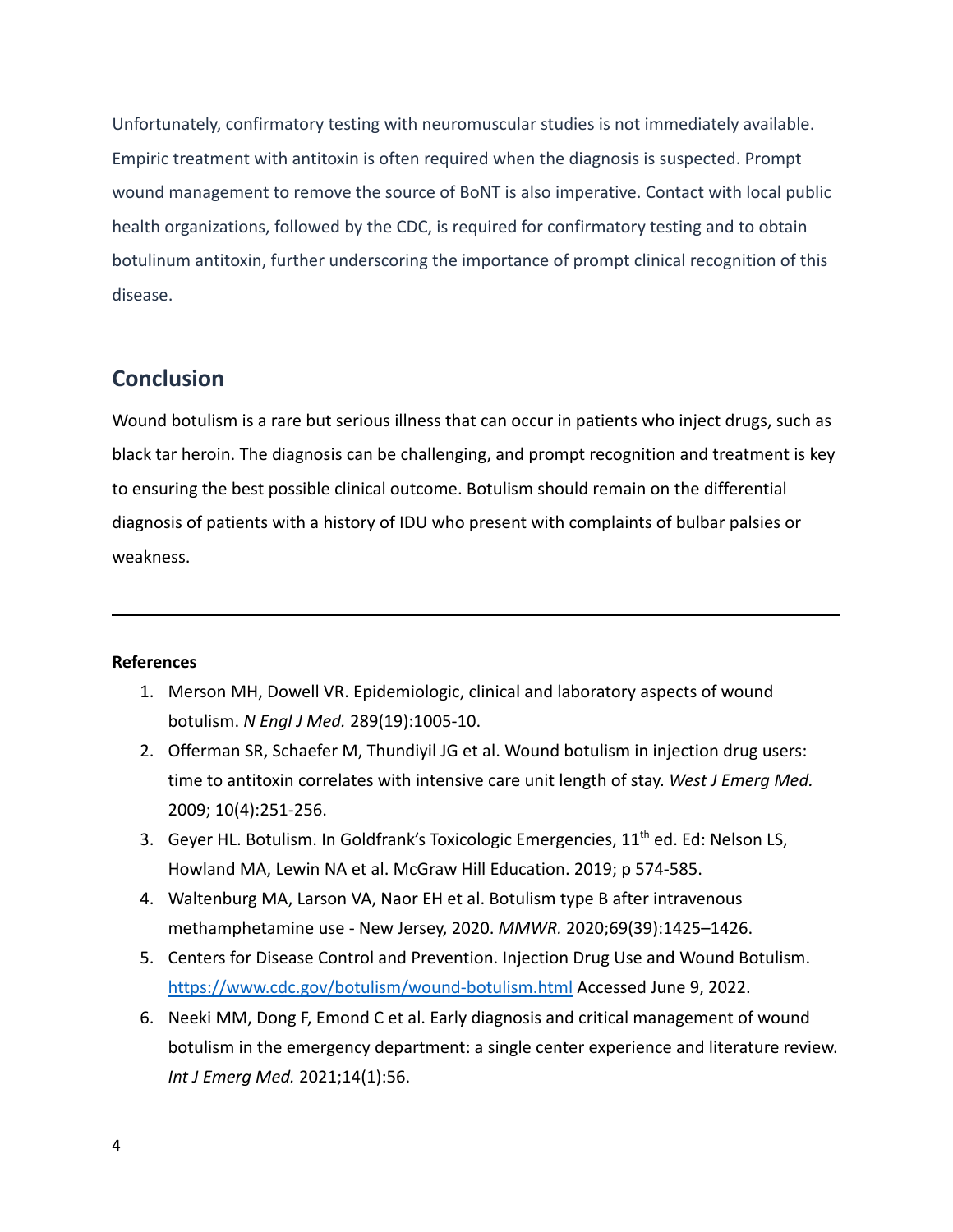Unfortunately, confirmatory testing with neuromuscular studies is not immediately available. Empiric treatment with antitoxin is often required when the diagnosis is suspected. Prompt wound management to remove the source of BoNT is also imperative. Contact with local public health organizations, followed by the CDC, is required for confirmatory testing and to obtain botulinum antitoxin, further underscoring the importance of prompt clinical recognition of this disease.

## Conclusion

Wound botulism is a rare but serious illness that can occur in patients who inject drugs, such as black tar heroin. The diagnosis can be challenging, and prompt recognition and treatment is key to ensuring the best possible clinical outcome. Botulism should remain on the differential diagnosis of patients with a history of IDU who present with complaints of bulbar palsies or weakness.

---

**References**

1. Merson MH, Dowell VR. Epidemiologic, clinical and laboratory aspects of wound botulism. *N Engl J Med.* 289(19):1005-10.
2. Offerman SR, Schaefer M, Thundiyil JG et al. Wound botulism in injection drug users: time to antitoxin correlates with intensive care unit length of stay. *West J Emerg Med.* 2009; 10(4):251-256.
3. Geyer HL. Botulism. In Goldfrank's Toxicologic Emergencies, 11th ed. Ed: Nelson LS, Howland MA, Lewin NA et al. McGraw Hill Education. 2019; p 574-585.
4. Waltenburg MA, Larson VA, Naor EH et al. Botulism type B after intravenous methamphetamine use - New Jersey, 2020. *MMWR.* 2020;69(39):1425–1426.
5. Centers for Disease Control and Prevention. Injection Drug Use and Wound Botulism. https://www.cdc.gov/botulism/wound-botulism.html Accessed June 9, 2022.
6. Neeki MM, Dong F, Emond C et al. Early diagnosis and critical management of wound botulism in the emergency department: a single center experience and literature review. *Int J Emerg Med.* 2021;14(1):56.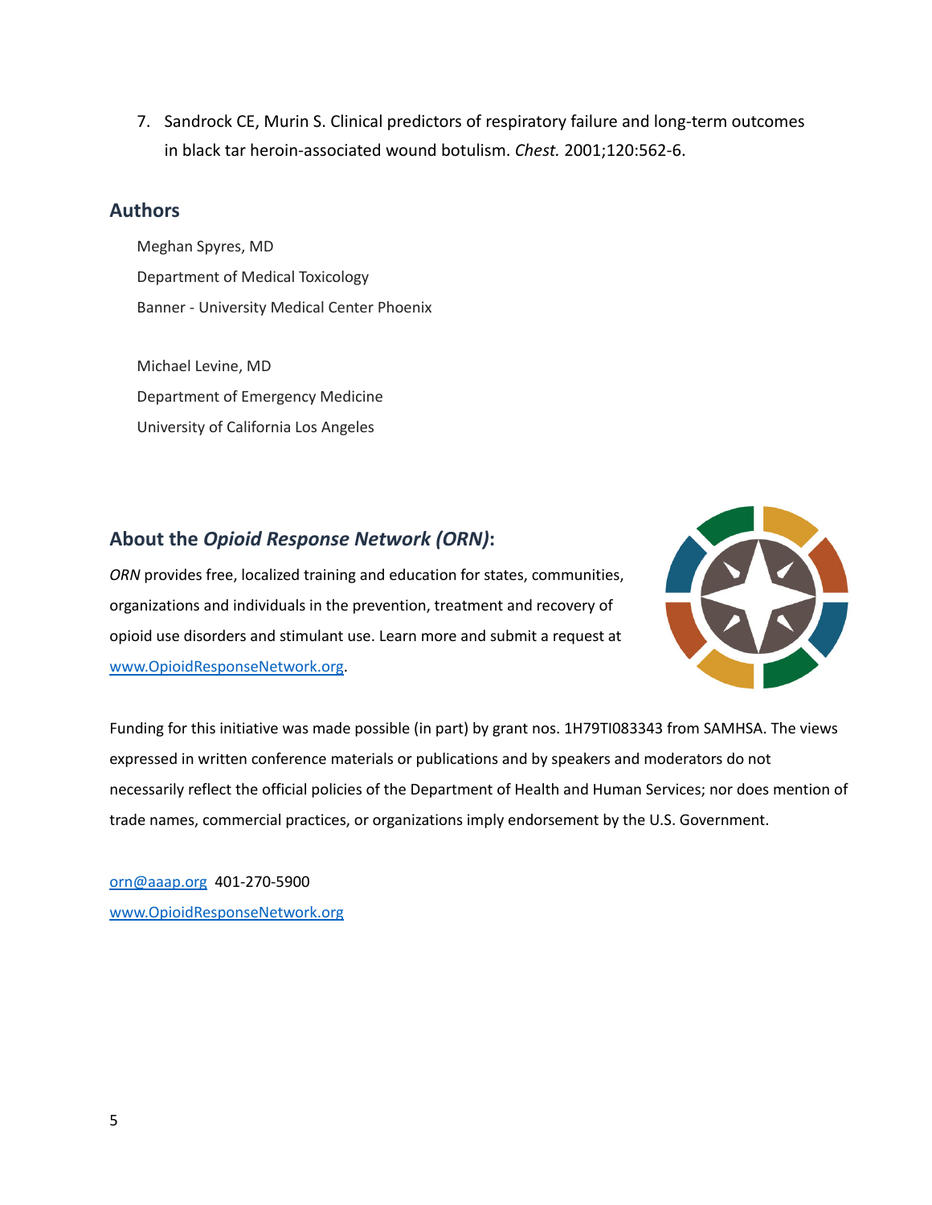7. Sandrock CE, Murin S. Clinical predictors of respiratory failure and long-term outcomes in black tar heroin-associated wound botulism. *Chest.* 2001;120:562-6.

## Authors

Meghan Spyres, MD
Department of Medical Toxicology
Banner - University Medical Center Phoenix

Michael Levine, MD
Department of Emergency Medicine
University of California Los Angeles

## About the *Opioid Response Network (ORN)*:

*ORN* provides free, localized training and education for states, communities, organizations and individuals in the prevention, treatment and recovery of opioid use disorders and stimulant use. Learn more and submit a request at www.OpioidResponseNetwork.org.

Funding for this initiative was made possible (in part) by grant nos. 1H79TI083343 from SAMHSA. The views expressed in written conference materials or publications and by speakers and moderators do not necessarily reflect the official policies of the Department of Health and Human Services; nor does mention of trade names, commercial practices, or organizations imply endorsement by the U.S. Government.

orn@aaap.org 401-270-5900
www.OpioidResponseNetwork.org